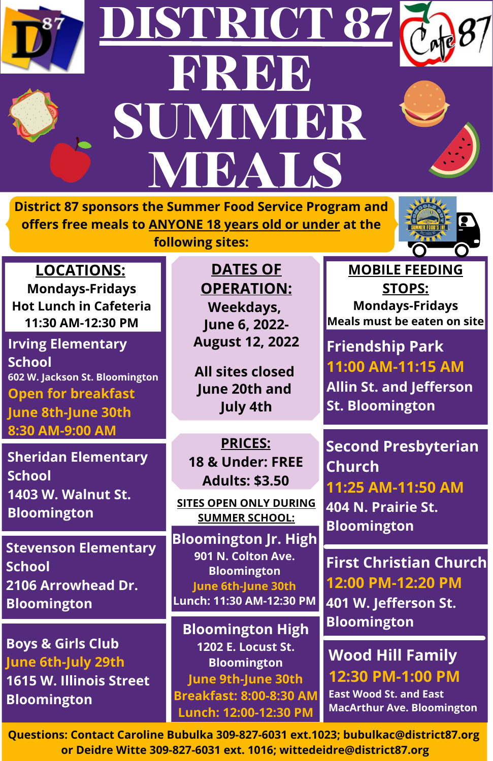# DISTRICT 87 FREE SUMMER MEALS

**District 87 sponsors the Summer Food Service Program and offers free meals to ANYONE 18 years old or under at the following sites:**

## LOCATIONS:

**Mondays-Fridays**
**Hot Lunch in Cafeteria**
**11:30 AM-12:30 PM**

**Irving Elementary School**
602 W. Jackson St. Bloomington
**Open for breakfast June 8th-June 30th 8:30 AM-9:00 AM**

**Sheridan Elementary School**
**1403 W. Walnut St. Bloomington**

**Stevenson Elementary School**
**2106 Arrowhead Dr. Bloomington**

**Boys & Girls Club**
**June 6th-July 29th**
**1615 W. Illinois Street Bloomington**

## DATES OF OPERATION:

**Weekdays, June 6, 2022-August 12, 2022**

**All sites closed June 20th and July 4th**

## PRICES:

**18 & Under: FREE**
**Adults: $3.50**

### SITES OPEN ONLY DURING SUMMER SCHOOL:

**Bloomington Jr. High**
901 N. Colton Ave. Bloomington
June 6th-June 30th
Lunch: 11:30 AM-12:30 PM

**Bloomington High**
1202 E. Locust St. Bloomington
June 9th-June 30th
Breakfast: 8:00-8:30 AM
Lunch: 12:00-12:30 PM

## MOBILE FEEDING STOPS:

**Mondays-Fridays**
**Meals must be eaten on site**

**Friendship Park**
**11:00 AM-11:15 AM**
**Allin St. and Jefferson St. Bloomington**

**Second Presbyterian Church**
**11:25 AM-11:50 AM**
**404 N. Prairie St. Bloomington**

**First Christian Church**
**12:00 PM-12:20 PM**
**401 W. Jefferson St. Bloomington**

**Wood Hill Family**
**12:30 PM-1:00 PM**
**East Wood St. and East MacArthur Ave. Bloomington**

**Questions: Contact Caroline Bubulka 309-827-6031 ext.1023; bubulkac@district87.org or Deidre Witte 309-827-6031 ext. 1016; wittedeidre@district87.org**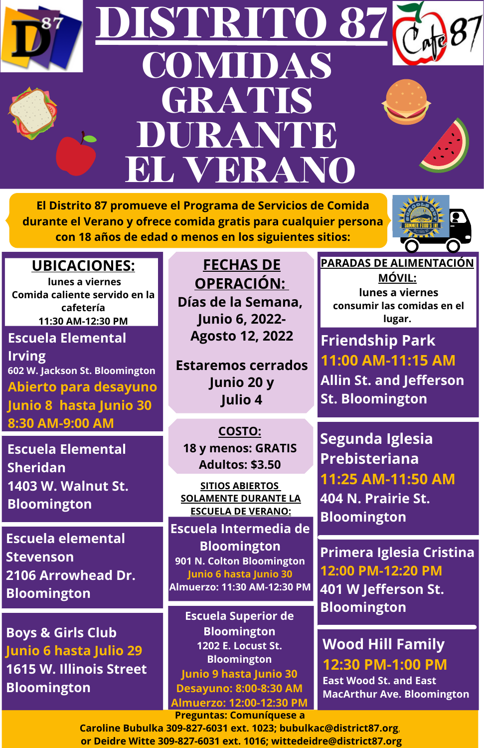# DISTRITO 87 COMIDAS GRATIS DURANTE EL VERANO

Cafe 87

**El Distrito 87 promueve el Programa de Servicios de Comida durante el Verano y ofrece comida gratis para cualquier persona con 18 años de edad o menos en los siguientes sitios:**

## UBICACIONES:

lunes a viernes
Comida caliente servido en la cafetería
11:30 AM-12:30 PM

**Escuela Elemental Irving**
602 W. Jackson St. Bloomington
Abierto para desayuno
Junio 8 hasta Junio 30
8:30 AM-9:00 AM

**Escuela Elemental Sheridan**
1403 W. Walnut St. Bloomington

**Escuela elemental Stevenson**
2106 Arrowhead Dr. Bloomington

**Boys & Girls Club**
Junio 6 hasta Julio 29
1615 W. Illinois Street Bloomington

## FECHAS DE OPERACIÓN:

Días de la Semana, Junio 6, 2022- Agosto 12, 2022

Estaremos cerrados Junio 20 y Julio 4

## COSTO:

18 y menos: GRATIS
Adultos: $3.50

## SITIOS ABIERTOS SOLAMENTE DURANTE LA ESCUELA DE VERANO:

**Escuela Intermedia de Bloomington**
901 N. Colton Bloomington
Junio 6 hasta Junio 30
Almuerzo: 11:30 AM-12:30 PM

**Escuela Superior de Bloomington**
1202 E. Locust St. Bloomington
Junio 9 hasta Junio 30
Desayuno: 8:00-8:30 AM
Almuerzo: 12:00-12:30 PM

## PARADAS DE ALIMENTACIÓN MÓVIL:

lunes a viernes
consumir las comidas en el lugar.

**Friendship Park**
11:00 AM-11:15 AM
Allin St. and Jefferson St. Bloomington

**Segunda Iglesia Prebisteriana**
11:25 AM-11:50 AM
404 N. Prairie St. Bloomington

**Primera Iglesia Cristina**
12:00 PM-12:20 PM
401 W Jefferson St. Bloomington

**Wood Hill Family**
12:30 PM-1:00 PM
East Wood St. and East MacArthur Ave. Bloomington

**Preguntas: Comuníquese a**
Caroline Bubulka 309-827-6031 ext. 1023; bubulkac@district87.org, or Deidre Witte 309-827-6031 ext. 1016; wittedeidre@district87.org